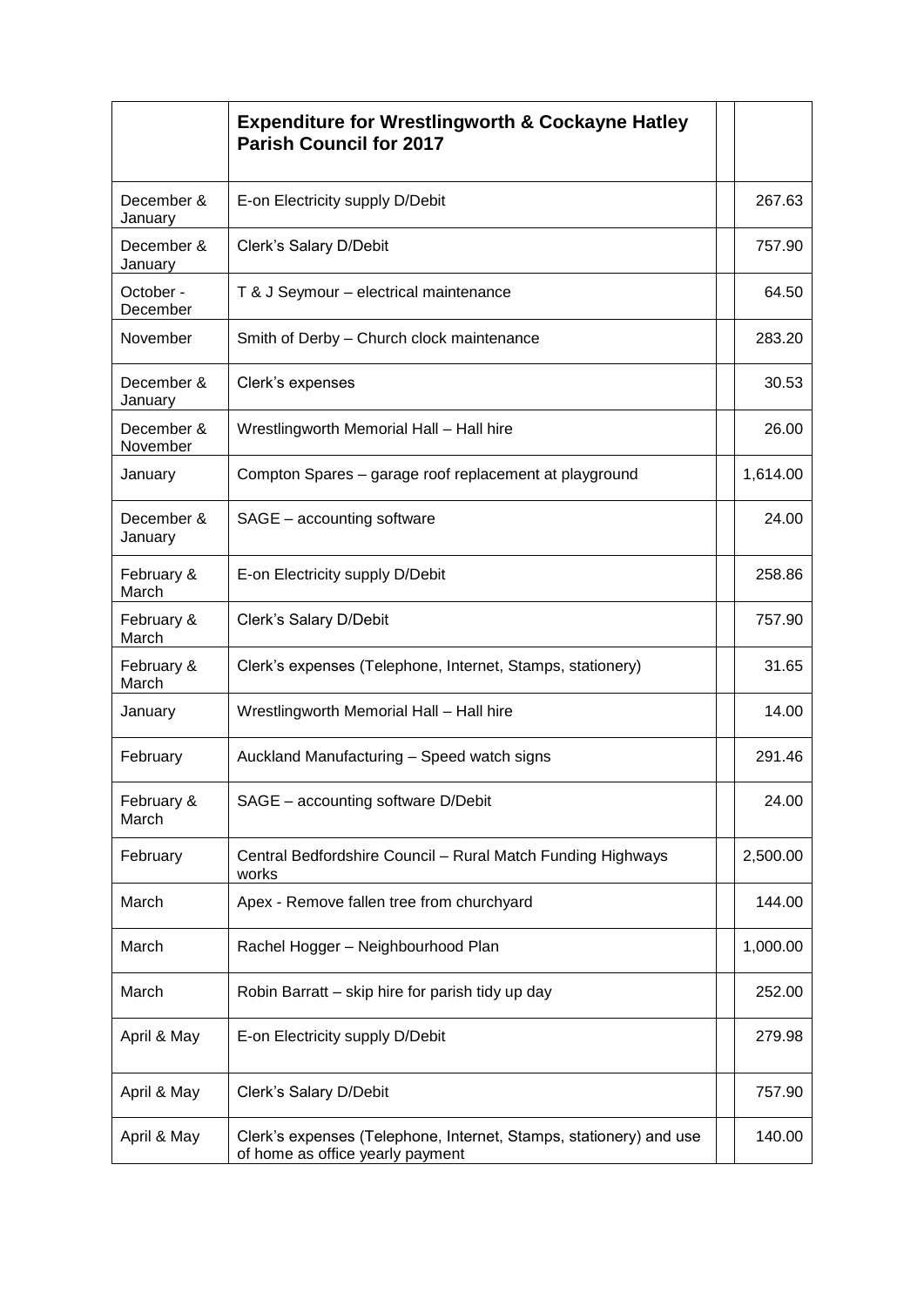| | Expenditure for Wrestlingworth & Cockayne Hatley Parish Council for 2017 | | |
|---|---|---|---|
| December & January | E-on Electricity supply D/Debit | | 267.63 |
| December & January | Clerk's Salary D/Debit | | 757.90 |
| October - December | T & J Seymour – electrical maintenance | | 64.50 |
| November | Smith of Derby – Church clock maintenance | | 283.20 |
| December & January | Clerk's expenses | | 30.53 |
| December & November | Wrestlingworth Memorial Hall – Hall hire | | 26.00 |
| January | Compton Spares – garage roof replacement at playground | | 1,614.00 |
| December & January | SAGE – accounting software | | 24.00 |
| February & March | E-on Electricity supply D/Debit | | 258.86 |
| February & March | Clerk's Salary D/Debit | | 757.90 |
| February & March | Clerk's expenses (Telephone, Internet, Stamps, stationery) | | 31.65 |
| January | Wrestlingworth Memorial Hall – Hall hire | | 14.00 |
| February | Auckland Manufacturing – Speed watch signs | | 291.46 |
| February & March | SAGE – accounting software D/Debit | | 24.00 |
| February | Central Bedfordshire Council – Rural Match Funding Highways works | | 2,500.00 |
| March | Apex - Remove fallen tree from churchyard | | 144.00 |
| March | Rachel Hogger – Neighbourhood Plan | | 1,000.00 |
| March | Robin Barratt – skip hire for parish tidy up day | | 252.00 |
| April & May | E-on Electricity supply D/Debit | | 279.98 |
| April & May | Clerk's Salary D/Debit | | 757.90 |
| April & May | Clerk's expenses (Telephone, Internet, Stamps, stationery) and use of home as office yearly payment | | 140.00 |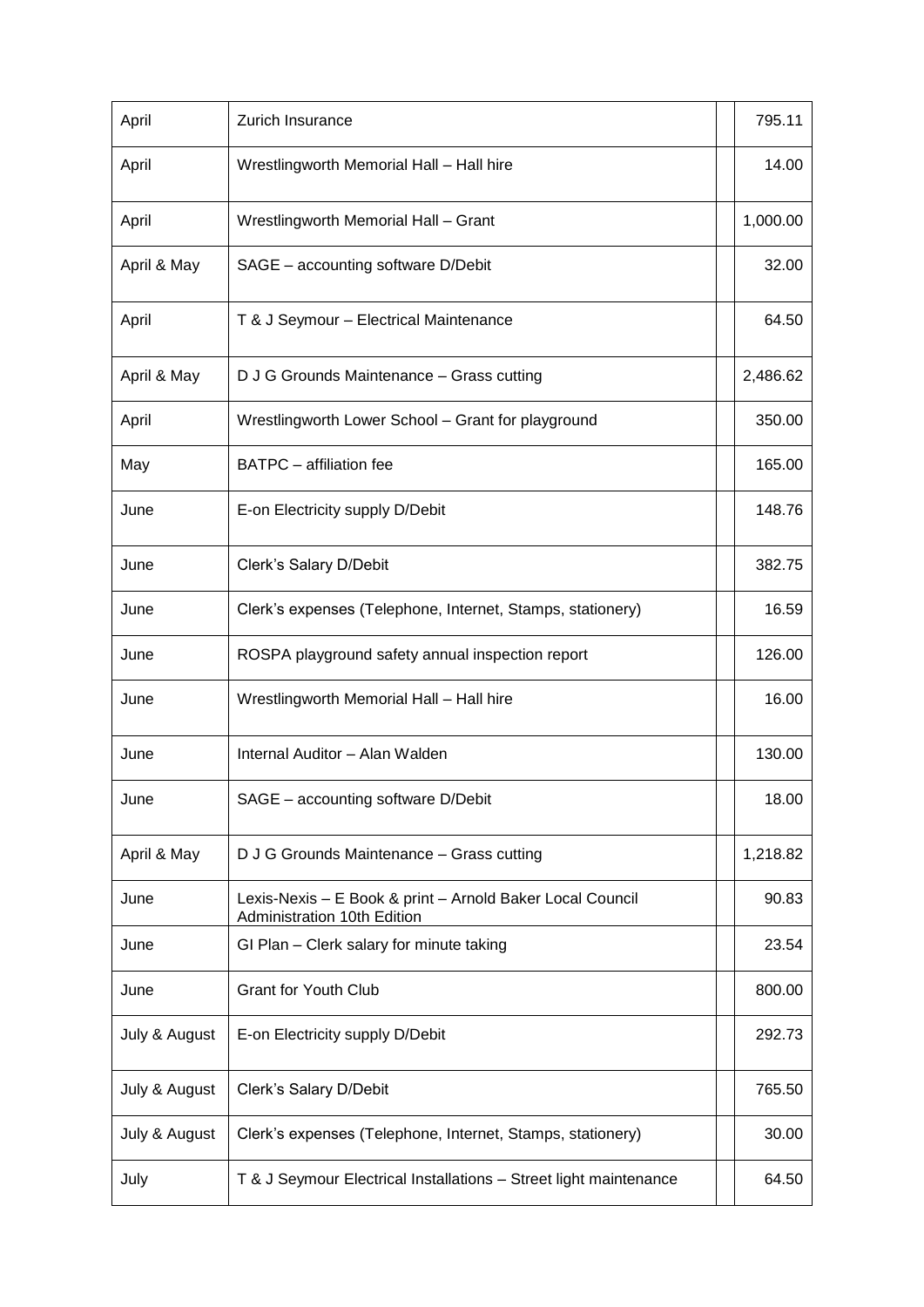| April | Zurich Insurance | | 795.11 |
|---|---|---|---|
| April | Wrestlingworth Memorial Hall – Hall hire | | 14.00 |
| April | Wrestlingworth Memorial Hall – Grant | | 1,000.00 |
| April & May | SAGE – accounting software D/Debit | | 32.00 |
| April | T & J Seymour – Electrical Maintenance | | 64.50 |
| April & May | D J G Grounds Maintenance – Grass cutting | | 2,486.62 |
| April | Wrestlingworth Lower School – Grant for playground | | 350.00 |
| May | BATPC – affiliation fee | | 165.00 |
| June | E-on Electricity supply D/Debit | | 148.76 |
| June | Clerk's Salary D/Debit | | 382.75 |
| June | Clerk's expenses (Telephone, Internet, Stamps, stationery) | | 16.59 |
| June | ROSPA playground safety annual inspection report | | 126.00 |
| June | Wrestlingworth Memorial Hall – Hall hire | | 16.00 |
| June | Internal Auditor – Alan Walden | | 130.00 |
| June | SAGE – accounting software D/Debit | | 18.00 |
| April & May | D J G Grounds Maintenance – Grass cutting | | 1,218.82 |
| June | Lexis-Nexis – E Book & print – Arnold Baker Local Council Administration 10th Edition | | 90.83 |
| June | GI Plan – Clerk salary for minute taking | | 23.54 |
| June | Grant for Youth Club | | 800.00 |
| July & August | E-on Electricity supply D/Debit | | 292.73 |
| July & August | Clerk's Salary D/Debit | | 765.50 |
| July & August | Clerk's expenses (Telephone, Internet, Stamps, stationery) | | 30.00 |
| July | T & J Seymour Electrical Installations – Street light maintenance | | 64.50 |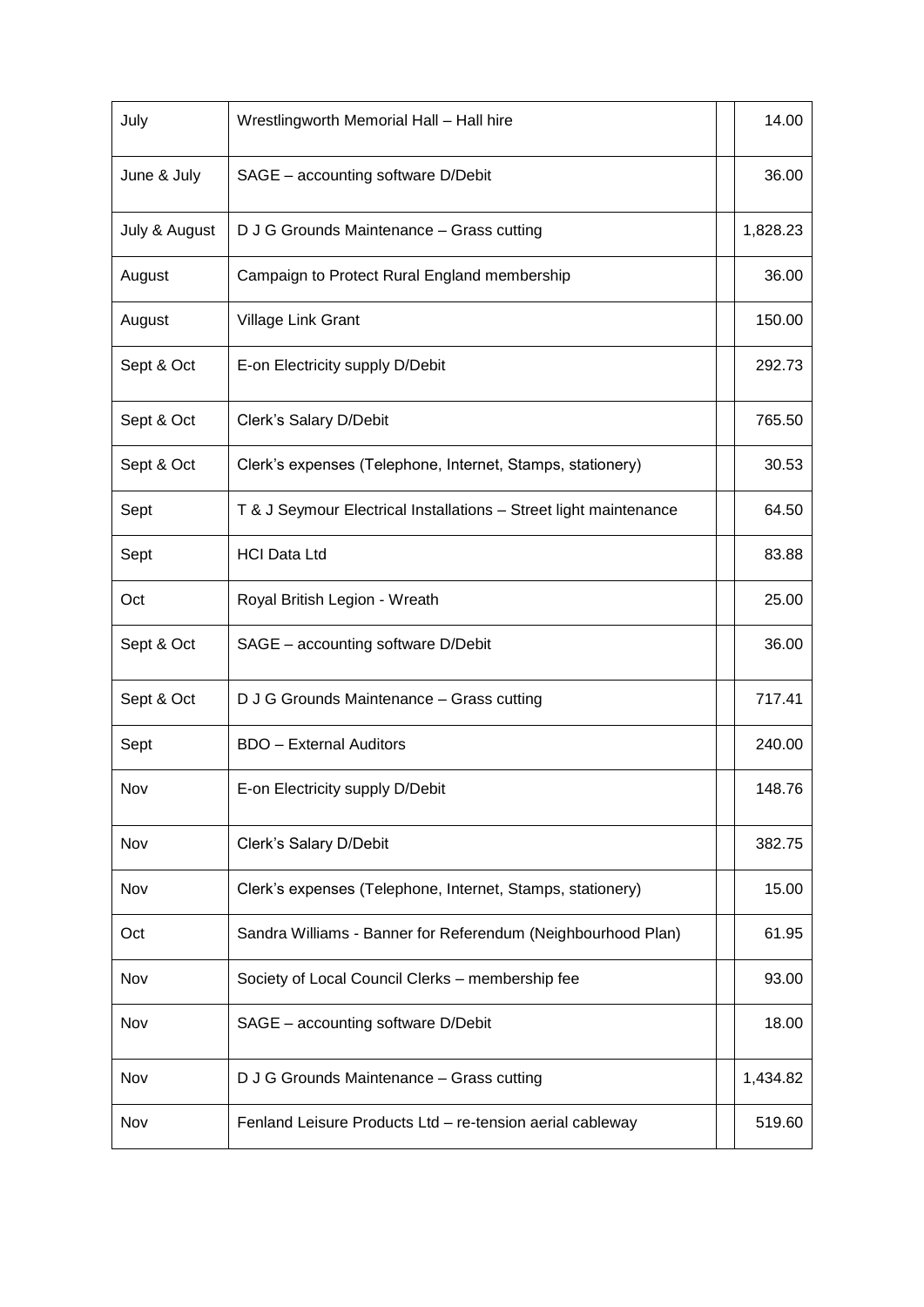| | | | |
|---|---|---|---|
| July | Wrestlingworth Memorial Hall – Hall hire | | 14.00 |
| June & July | SAGE – accounting software D/Debit | | 36.00 |
| July & August | D J G Grounds Maintenance – Grass cutting | | 1,828.23 |
| August | Campaign to Protect Rural England membership | | 36.00 |
| August | Village Link Grant | | 150.00 |
| Sept & Oct | E-on Electricity supply D/Debit | | 292.73 |
| Sept & Oct | Clerk's Salary D/Debit | | 765.50 |
| Sept & Oct | Clerk's expenses (Telephone, Internet, Stamps, stationery) | | 30.53 |
| Sept | T & J Seymour Electrical Installations – Street light maintenance | | 64.50 |
| Sept | HCI Data Ltd | | 83.88 |
| Oct | Royal British Legion - Wreath | | 25.00 |
| Sept & Oct | SAGE – accounting software D/Debit | | 36.00 |
| Sept & Oct | D J G Grounds Maintenance – Grass cutting | | 717.41 |
| Sept | BDO – External Auditors | | 240.00 |
| Nov | E-on Electricity supply D/Debit | | 148.76 |
| Nov | Clerk's Salary D/Debit | | 382.75 |
| Nov | Clerk's expenses (Telephone, Internet, Stamps, stationery) | | 15.00 |
| Oct | Sandra Williams - Banner for Referendum (Neighbourhood Plan) | | 61.95 |
| Nov | Society of Local Council Clerks – membership fee | | 93.00 |
| Nov | SAGE – accounting software D/Debit | | 18.00 |
| Nov | D J G Grounds Maintenance – Grass cutting | | 1,434.82 |
| Nov | Fenland Leisure Products Ltd – re-tension aerial cableway | | 519.60 |